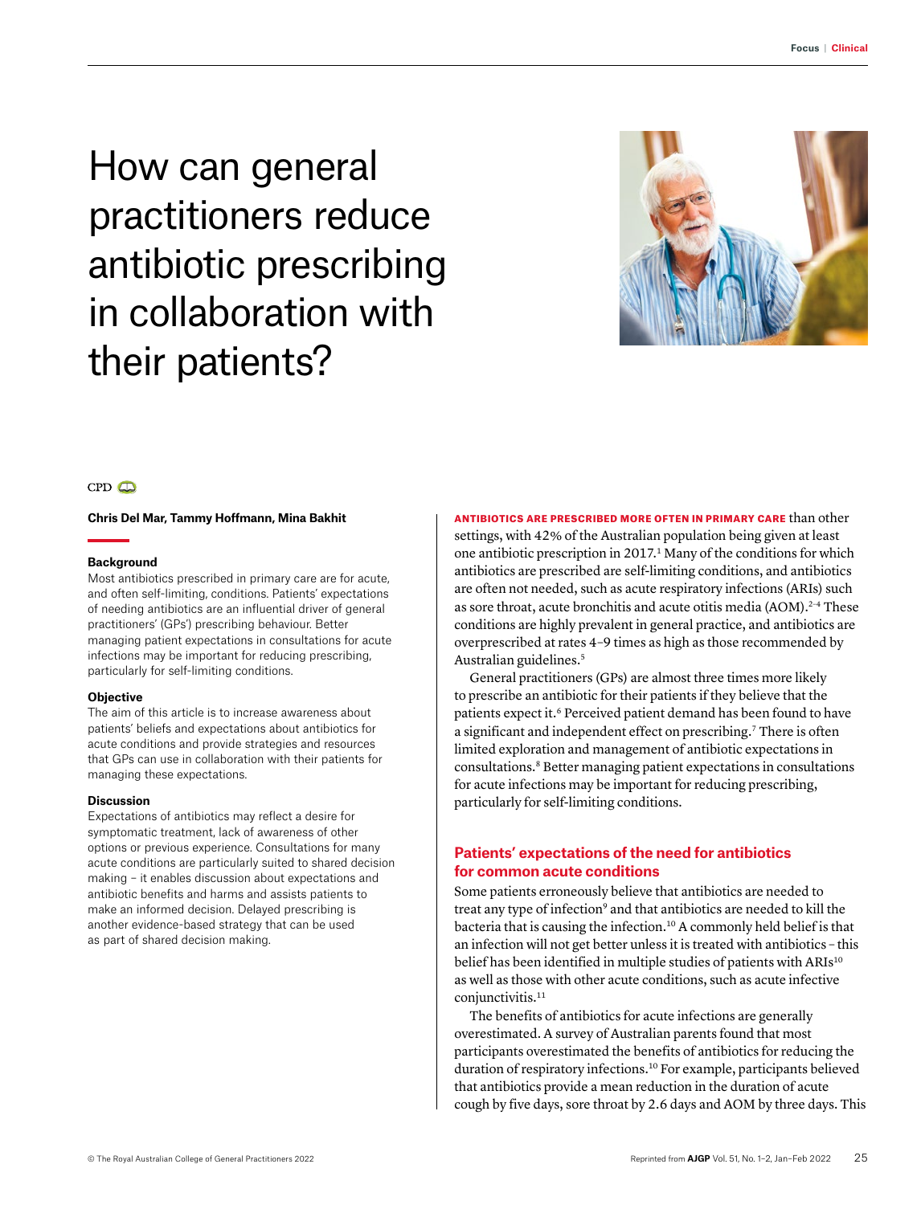# How can general practitioners reduce antibiotic prescribing in collaboration with their patients?

CPD

**Chris Del Mar, Tammy Hoffmann, Mina Bakhit**

### Background

Most antibiotics prescribed in primary care are for acute, and often self-limiting, conditions. Patients' expectations of needing antibiotics are an influential driver of general practitioners' (GPs') prescribing behaviour. Better managing patient expectations in consultations for acute infections may be important for reducing prescribing, particularly for self-limiting conditions.

### Objective

The aim of this article is to increase awareness about patients' beliefs and expectations about antibiotics for acute conditions and provide strategies and resources that GPs can use in collaboration with their patients for managing these expectations.

### Discussion

Expectations of antibiotics may reflect a desire for symptomatic treatment, lack of awareness of other options or previous experience. Consultations for many acute conditions are particularly suited to shared decision making – it enables discussion about expectations and antibiotic benefits and harms and assists patients to make an informed decision. Delayed prescribing is another evidence-based strategy that can be used as part of shared decision making.

**ANTIBIOTICS ARE PRESCRIBED MORE OFTEN IN PRIMARY CARE** than other settings, with 42% of the Australian population being given at least one antibiotic prescription in 2017.[1] Many of the conditions for which antibiotics are prescribed are self-limiting conditions, and antibiotics are often not needed, such as acute respiratory infections (ARIs) such as sore throat, acute bronchitis and acute otitis media (AOM).[2–4] These conditions are highly prevalent in general practice, and antibiotics are overprescribed at rates 4–9 times as high as those recommended by Australian guidelines.[5]

General practitioners (GPs) are almost three times more likely to prescribe an antibiotic for their patients if they believe that the patients expect it.[6] Perceived patient demand has been found to have a significant and independent effect on prescribing.[7] There is often limited exploration and management of antibiotic expectations in consultations.[8] Better managing patient expectations in consultations for acute infections may be important for reducing prescribing, particularly for self-limiting conditions.

## Patients' expectations of the need for antibiotics for common acute conditions

Some patients erroneously believe that antibiotics are needed to treat any type of infection[9] and that antibiotics are needed to kill the bacteria that is causing the infection.[10] A commonly held belief is that an infection will not get better unless it is treated with antibiotics – this belief has been identified in multiple studies of patients with ARIs[10] as well as those with other acute conditions, such as acute infective conjunctivitis.[11]

The benefits of antibiotics for acute infections are generally overestimated. A survey of Australian parents found that most participants overestimated the benefits of antibiotics for reducing the duration of respiratory infections.[10] For example, participants believed that antibiotics provide a mean reduction in the duration of acute cough by five days, sore throat by 2.6 days and AOM by three days. This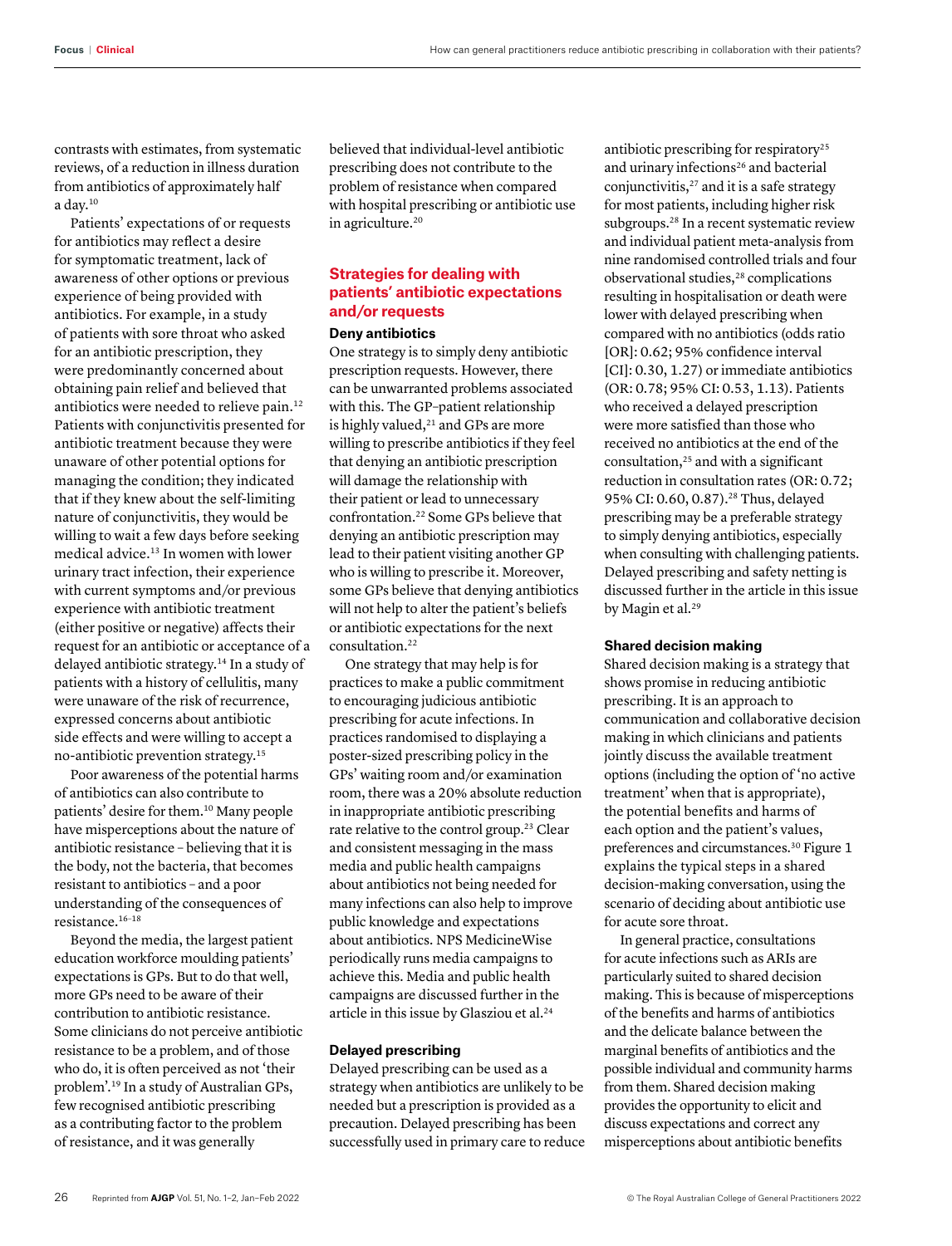contrasts with estimates, from systematic reviews, of a reduction in illness duration from antibiotics of approximately half a day.[10]

Patients' expectations of or requests for antibiotics may reflect a desire for symptomatic treatment, lack of awareness of other options or previous experience of being provided with antibiotics. For example, in a study of patients with sore throat who asked for an antibiotic prescription, they were predominantly concerned about obtaining pain relief and believed that antibiotics were needed to relieve pain.[12] Patients with conjunctivitis presented for antibiotic treatment because they were unaware of other potential options for managing the condition; they indicated that if they knew about the self-limiting nature of conjunctivitis, they would be willing to wait a few days before seeking medical advice.[13] In women with lower urinary tract infection, their experience with current symptoms and/or previous experience with antibiotic treatment (either positive or negative) affects their request for an antibiotic or acceptance of a delayed antibiotic strategy.[14] In a study of patients with a history of cellulitis, many were unaware of the risk of recurrence, expressed concerns about antibiotic side effects and were willing to accept a no-antibiotic prevention strategy.[15]

Poor awareness of the potential harms of antibiotics can also contribute to patients' desire for them.[10] Many people have misperceptions about the nature of antibiotic resistance – believing that it is the body, not the bacteria, that becomes resistant to antibiotics – and a poor understanding of the consequences of resistance.[16–18]

Beyond the media, the largest patient education workforce moulding patients' expectations is GPs. But to do that well, more GPs need to be aware of their contribution to antibiotic resistance. Some clinicians do not perceive antibiotic resistance to be a problem, and of those who do, it is often perceived as not 'their problem'.[19] In a study of Australian GPs, few recognised antibiotic prescribing as a contributing factor to the problem of resistance, and it was generally believed that individual-level antibiotic prescribing does not contribute to the problem of resistance when compared with hospital prescribing or antibiotic use in agriculture.[20]

## Strategies for dealing with patients' antibiotic expectations and/or requests

### Deny antibiotics

One strategy is to simply deny antibiotic prescription requests. However, there can be unwarranted problems associated with this. The GP–patient relationship is highly valued,[21] and GPs are more willing to prescribe antibiotics if they feel that denying an antibiotic prescription will damage the relationship with their patient or lead to unnecessary confrontation.[22] Some GPs believe that denying an antibiotic prescription may lead to their patient visiting another GP who is willing to prescribe it. Moreover, some GPs believe that denying antibiotics will not help to alter the patient's beliefs or antibiotic expectations for the next consultation.[22]

One strategy that may help is for practices to make a public commitment to encouraging judicious antibiotic prescribing for acute infections. In practices randomised to displaying a poster-sized prescribing policy in the GPs' waiting room and/or examination room, there was a 20% absolute reduction in inappropriate antibiotic prescribing rate relative to the control group.[23] Clear and consistent messaging in the mass media and public health campaigns about antibiotics not being needed for many infections can also help to improve public knowledge and expectations about antibiotics. NPS MedicineWise periodically runs media campaigns to achieve this. Media and public health campaigns are discussed further in the article in this issue by Glasziou et al.[24]

### Delayed prescribing

Delayed prescribing can be used as a strategy when antibiotics are unlikely to be needed but a prescription is provided as a precaution. Delayed prescribing has been successfully used in primary care to reduce antibiotic prescribing for respiratory[25] and urinary infections[26] and bacterial conjunctivitis,[27] and it is a safe strategy for most patients, including higher risk subgroups.[28] In a recent systematic review and individual patient meta-analysis from nine randomised controlled trials and four observational studies,[28] complications resulting in hospitalisation or death were lower with delayed prescribing when compared with no antibiotics (odds ratio [OR]: 0.62; 95% confidence interval [CI]: 0.30, 1.27) or immediate antibiotics (OR: 0.78; 95% CI: 0.53, 1.13). Patients who received a delayed prescription were more satisfied than those who received no antibiotics at the end of the consultation,[25] and with a significant reduction in consultation rates (OR: 0.72; 95% CI: 0.60, 0.87).[28] Thus, delayed prescribing may be a preferable strategy to simply denying antibiotics, especially when consulting with challenging patients. Delayed prescribing and safety netting is discussed further in the article in this issue by Magin et al.[29]

### Shared decision making

Shared decision making is a strategy that shows promise in reducing antibiotic prescribing. It is an approach to communication and collaborative decision making in which clinicians and patients jointly discuss the available treatment options (including the option of 'no active treatment' when that is appropriate), the potential benefits and harms of each option and the patient's values, preferences and circumstances.[30] Figure 1 explains the typical steps in a shared decision-making conversation, using the scenario of deciding about antibiotic use for acute sore throat.

In general practice, consultations for acute infections such as ARIs are particularly suited to shared decision making. This is because of misperceptions of the benefits and harms of antibiotics and the delicate balance between the marginal benefits of antibiotics and the possible individual and community harms from them. Shared decision making provides the opportunity to elicit and discuss expectations and correct any misperceptions about antibiotic benefits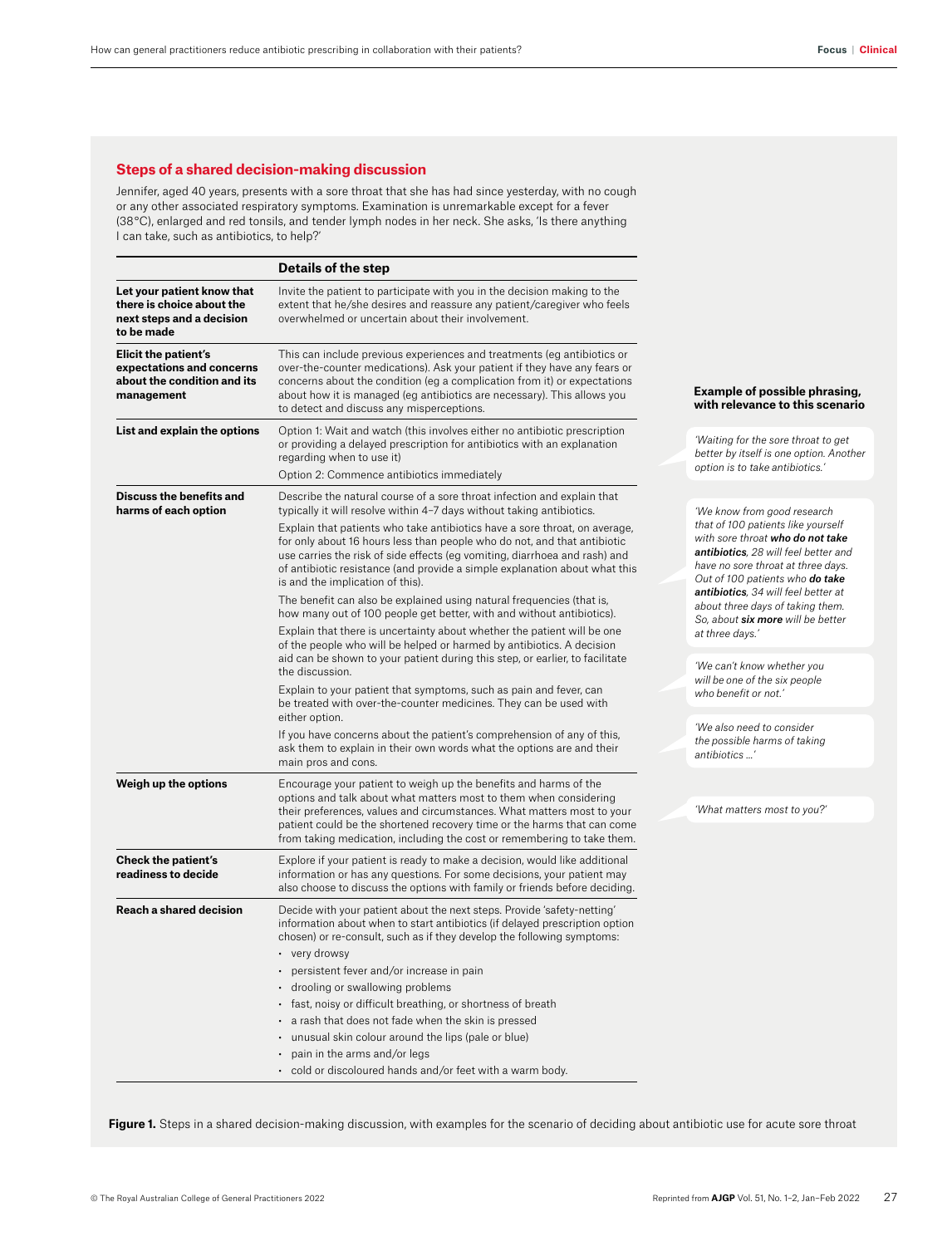## Steps of a shared decision-making discussion

Jennifer, aged 40 years, presents with a sore throat that she has had since yesterday, with no cough or any other associated respiratory symptoms. Examination is unremarkable except for a fever (38°C), enlarged and red tonsils, and tender lymph nodes in her neck. She asks, 'Is there anything I can take, such as antibiotics, to help?'

| | Details of the step | Example of possible phrasing, with relevance to this scenario |
|---|---|---|
| **Let your patient know that there is choice about the next steps and a decision to be made** | Invite the patient to participate with you in the decision making to the extent that he/she desires and reassure any patient/caregiver who feels overwhelmed or uncertain about their involvement. | |
| **Elicit the patient's expectations and concerns about the condition and its management** | This can include previous experiences and treatments (eg antibiotics or over-the-counter medications). Ask your patient if they have any fears or concerns about the condition (eg a complication from it) or expectations about how it is managed (eg antibiotics are necessary). This allows you to detect and discuss any misperceptions. | |
| **List and explain the options** | Option 1: Wait and watch (this involves either no antibiotic prescription or providing a delayed prescription for antibiotics with an explanation regarding when to use it)<br>Option 2: Commence antibiotics immediately | *'Waiting for the sore throat to get better by itself is one option. Another option is to take antibiotics.'* |
| **Discuss the benefits and harms of each option** | Describe the natural course of a sore throat infection and explain that typically it will resolve within 4–7 days without taking antibiotics.<br>Explain that patients who take antibiotics have a sore throat, on average, for only about 16 hours less than people who do not, and that antibiotic use carries the risk of side effects (eg vomiting, diarrhoea and rash) and of antibiotic resistance (and provide a simple explanation about what this is and the implication of this).<br>The benefit can also be explained using natural frequencies (that is, how many out of 100 people get better, with and without antibiotics).<br>Explain that there is uncertainty about whether the patient will be one of the people who will be helped or harmed by antibiotics. A decision aid can be shown to your patient during this step, or earlier, to facilitate the discussion.<br>Explain to your patient that symptoms, such as pain and fever, can be treated with over-the-counter medicines. They can be used with either option.<br>If you have concerns about the patient's comprehension of any of this, ask them to explain in their own words what the options are and their main pros and cons. | *'We know from good research that of 100 patients like yourself with sore throat **who do not take antibiotics**, 28 will feel better and have no sore throat at three days. Out of 100 patients who **do take antibiotics**, 34 will feel better at about three days of taking them. So, about **six more** will be better at three days.'*<br>*'We can't know whether you will be one of the six people who benefit or not.'*<br>*'We also need to consider the possible harms of taking antibiotics ...'* |
| **Weigh up the options** | Encourage your patient to weigh up the benefits and harms of the options and talk about what matters most to them when considering their preferences, values and circumstances. What matters most to your patient could be the shortened recovery time or the harms that can come from taking medication, including the cost or remembering to take them. | *'What matters most to you?'* |
| **Check the patient's readiness to decide** | Explore if your patient is ready to make a decision, would like additional information or has any questions. For some decisions, your patient may also choose to discuss the options with family or friends before deciding. | |
| **Reach a shared decision** | Decide with your patient about the next steps. Provide 'safety-netting' information about when to start antibiotics (if delayed prescription option chosen) or re-consult, such as if they develop the following symptoms:<br>• very drowsy<br>• persistent fever and/or increase in pain<br>• drooling or swallowing problems<br>• fast, noisy or difficult breathing, or shortness of breath<br>• a rash that does not fade when the skin is pressed<br>• unusual skin colour around the lips (pale or blue)<br>• pain in the arms and/or legs<br>• cold or discoloured hands and/or feet with a warm body. | |

**Figure 1.** Steps in a shared decision-making discussion, with examples for the scenario of deciding about antibiotic use for acute sore throat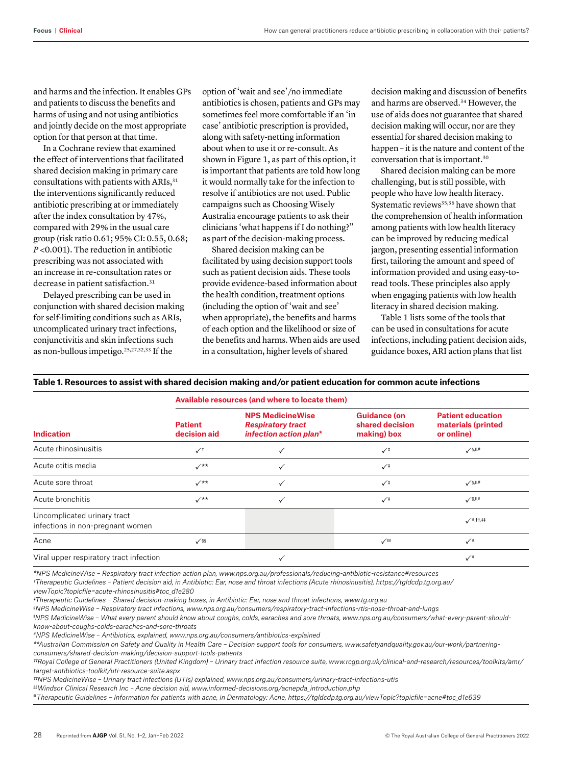and harms and the infection. It enables GPs and patients to discuss the benefits and harms of using and not using antibiotics and jointly decide on the most appropriate option for that person at that time.

In a Cochrane review that examined the effect of interventions that facilitated shared decision making in primary care consultations with patients with ARIs,[31] the interventions significantly reduced antibiotic prescribing at or immediately after the index consultation by 47%, compared with 29% in the usual care group (risk ratio 0.61; 95% CI: 0.55, 0.68; $P$ <0.001). The reduction in antibiotic prescribing was not associated with an increase in re-consultation rates or decrease in patient satisfaction.[31]

Delayed prescribing can be used in conjunction with shared decision making for self-limiting conditions such as ARIs, uncomplicated urinary tract infections, conjunctivitis and skin infections such as non-bullous impetigo.[25,27,32,33] If the option of 'wait and see'/no immediate antibiotics is chosen, patients and GPs may sometimes feel more comfortable if an 'in case' antibiotic prescription is provided, along with safety-netting information about when to use it or re-consult. As shown in Figure 1, as part of this option, it is important that patients are told how long it would normally take for the infection to resolve if antibiotics are not used. Public campaigns such as Choosing Wisely Australia encourage patients to ask their clinicians 'what happens if I do nothing?" as part of the decision-making process.

Shared decision making can be facilitated by using decision support tools such as patient decision aids. These tools provide evidence-based information about the health condition, treatment options (including the option of 'wait and see' when appropriate), the benefits and harms of each option and the likelihood or size of the benefits and harms. When aids are used in a consultation, higher levels of shared decision making and discussion of benefits and harms are observed.[34] However, the use of aids does not guarantee that shared decision making will occur, nor are they essential for shared decision making to happen – it is the nature and content of the conversation that is important.[30]

Shared decision making can be more challenging, but is still possible, with people who have low health literacy. Systematic reviews[35,36] have shown that the comprehension of health information among patients with low health literacy can be improved by reducing medical jargon, presenting essential information first, tailoring the amount and speed of information provided and using easy-to-read tools. These principles also apply when engaging patients with low health literacy in shared decision making.

Table 1 lists some of the tools that can be used in consultations for acute infections, including patient decision aids, guidance boxes, ARI action plans that list

**Table 1. Resources to assist with shared decision making and/or patient education for common acute infections**

| | Available resources (and where to locate them) | | | |
|---|---|---|---|---|
| **Indication** | **Patient decision aid** | **NPS MedicineWise *Respiratory tract infection action plan**** | **Guidance (on shared decision making) box** | **Patient education materials (printed or online)** |
| Acute rhinosinusitis | ✓[†] | ✓ | ✓[‡] | ✓[§,ǁ,#] |
| Acute otitis media | ✓[**] | ✓ | ✓[‡] | |
| Acute sore throat | ✓[**] | ✓ | ✓[‡] | ✓[§,ǁ,#] |
| Acute bronchitis | ✓[**] | ✓ | ✓[‡] | ✓[§,ǁ,#] |
| Uncomplicated urinary tract infections in non-pregnant women | | | | ✓[#,††,‡‡] |
| Acne | ✓[§§] | | ✓[ǁǁ] | ✓[#] |
| Viral upper respiratory tract infection | | ✓ | | ✓[#] |

*\*NPS MedicineWise – Respiratory tract infection action plan, www.nps.org.au/professionals/reducing-antibiotic-resistance#resources*
*†Therapeutic Guidelines – Patient decision aid, in Antibiotic: Ear, nose and throat infections (Acute rhinosinusitis), https://tgldcdp.tg.org.au/viewTopic?topicfile=acute-rhinosinusitis#toc_d1e280*
*‡Therapeutic Guidelines – Shared decision-making boxes, in Antibiotic: Ear, nose and throat infections, www.tg.org.au*
*§NPS MedicineWise – Respiratory tract infections, www.nps.org.au/consumers/respiratory-tract-infections-rtis-nose-throat-and-lungs*
*ǁNPS MedicineWise – What every parent should know about coughs, colds, earaches and sore throats, www.nps.org.au/consumers/what-every-parent-should-know-about-coughs-colds-earaches-and-sore-throats*
*#NPS MedicineWise – Antibiotics, explained, www.nps.org.au/consumers/antibiotics-explained*
*\*\*Australian Commission on Safety and Quality in Health Care – Decision support tools for consumers, www.safetyandquality.gov.au/our-work/partnering-consumers/shared-decision-making/decision-support-tools-patients*
*††Royal College of General Practitioners (United Kingdom) – Urinary tract infection resource suite, www.rcgp.org.uk/clinical-and-research/resources/toolkits/amr/target-antibiotics-toolkit/uti-resource-suite.aspx*
*‡‡NPS MedicineWise – Urinary tract infections (UTIs) explained, www.nps.org.au/consumers/urinary-tract-infections-utis*
*§§Windsor Clinical Research Inc – Acne decision aid, www.informed-decisions.org/acnepda_introduction.php*
*ǁǁTherapeutic Guidelines – Information for patients with acne, in Dermatology: Acne, https://tgldcdp.tg.org.au/viewTopic?topicfile=acne#toc_d1e639*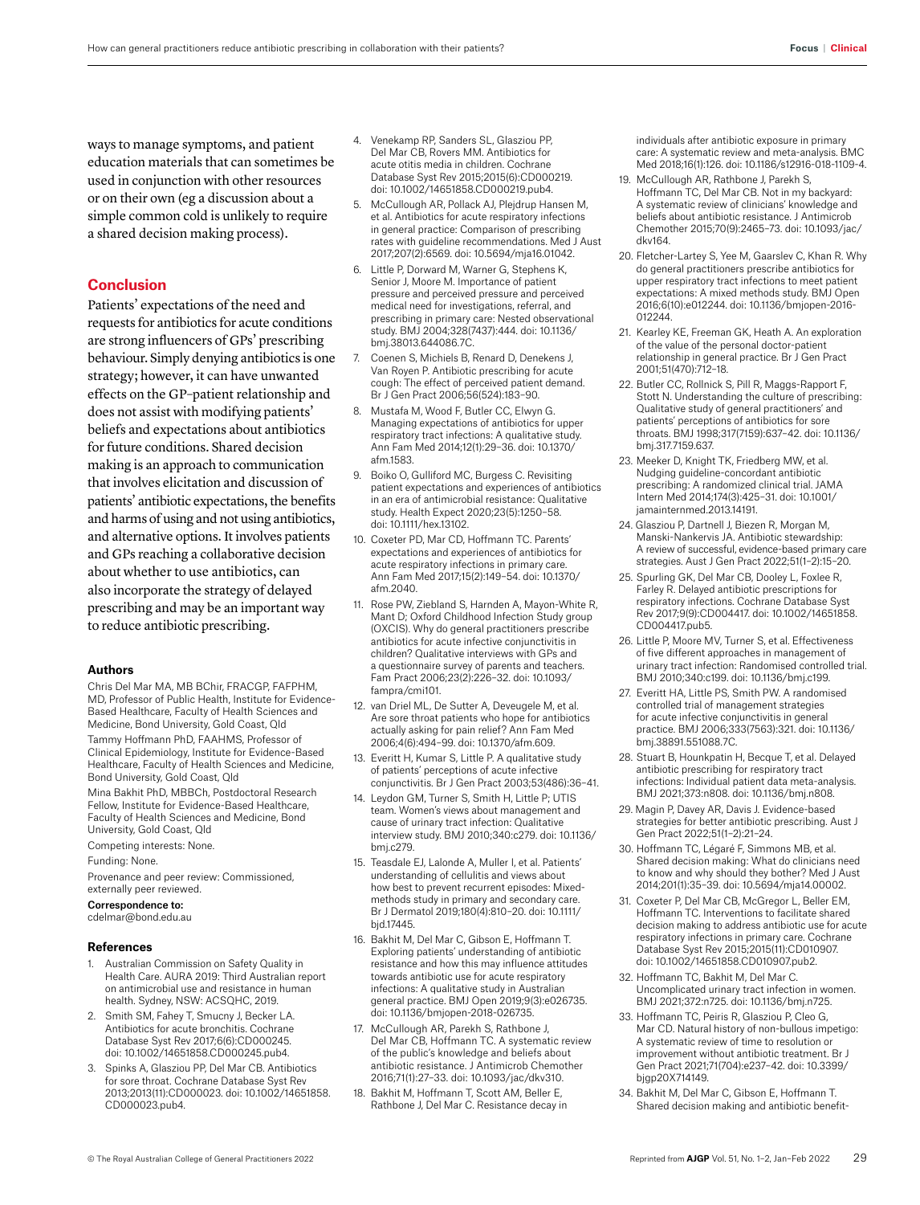ways to manage symptoms, and patient education materials that can sometimes be used in conjunction with other resources or on their own (eg a discussion about a simple common cold is unlikely to require a shared decision making process).

## Conclusion

Patients' expectations of the need and requests for antibiotics for acute conditions are strong influencers of GPs' prescribing behaviour. Simply denying antibiotics is one strategy; however, it can have unwanted effects on the GP–patient relationship and does not assist with modifying patients' beliefs and expectations about antibiotics for future conditions. Shared decision making is an approach to communication that involves elicitation and discussion of patients' antibiotic expectations, the benefits and harms of using and not using antibiotics, and alternative options. It involves patients and GPs reaching a collaborative decision about whether to use antibiotics, can also incorporate the strategy of delayed prescribing and may be an important way to reduce antibiotic prescribing.

### Authors

Chris Del Mar MA, MB BChir, FRACGP, FAFPHM, MD, Professor of Public Health, Institute for Evidence-Based Healthcare, Faculty of Health Sciences and Medicine, Bond University, Gold Coast, Qld

Tammy Hoffmann PhD, FAAHMS, Professor of Clinical Epidemiology, Institute for Evidence-Based Healthcare, Faculty of Health Sciences and Medicine, Bond University, Gold Coast, Qld

Mina Bakhit PhD, MBBCh, Postdoctoral Research Fellow, Institute for Evidence-Based Healthcare, Faculty of Health Sciences and Medicine, Bond University, Gold Coast, Qld

Competing interests: None.

Funding: None.

Provenance and peer review: Commissioned, externally peer reviewed.

**Correspondence to:**
cdelmar@bond.edu.au

### References

1. Australian Commission on Safety Quality in Health Care. AURA 2019: Third Australian report on antimicrobial use and resistance in human health. Sydney, NSW: ACSQHC, 2019.
2. Smith SM, Fahey T, Smucny J, Becker LA. Antibiotics for acute bronchitis. Cochrane Database Syst Rev 2017;6(6):CD000245. doi: 10.1002/14651858.CD000245.pub4.
3. Spinks A, Glasziou PP, Del Mar CB. Antibiotics for sore throat. Cochrane Database Syst Rev 2013;2013(11):CD000023. doi: 10.1002/14651858.CD000023.pub4.
4. Venekamp RP, Sanders SL, Glasziou PP, Del Mar CB, Rovers MM. Antibiotics for acute otitis media in children. Cochrane Database Syst Rev 2015;2015(6):CD000219. doi: 10.1002/14651858.CD000219.pub4.
5. McCullough AR, Pollack AJ, Plejdrup Hansen M, et al. Antibiotics for acute respiratory infections in general practice: Comparison of prescribing rates with guideline recommendations. Med J Aust 2017;207(2):6569. doi: 10.5694/mja16.01042.
6. Little P, Dorward M, Warner G, Stephens K, Senior J, Moore M. Importance of patient pressure and perceived pressure and perceived medical need for investigations, referral, and prescribing in primary care: Nested observational study. BMJ 2004;328(7437):444. doi: 10.1136/bmj.38013.644086.7C.
7. Coenen S, Michiels B, Renard D, Denekens J, Van Royen P. Antibiotic prescribing for acute cough: The effect of perceived patient demand. Br J Gen Pract 2006;56(524):183–90.
8. Mustafa M, Wood F, Butler CC, Elwyn G. Managing expectations of antibiotics for upper respiratory tract infections: A qualitative study. Ann Fam Med 2014;12(1):29–36. doi: 10.1370/afm.1583.
9. Boiko O, Gulliford MC, Burgess C. Revisiting patient expectations and experiences of antibiotics in an era of antimicrobial resistance: Qualitative study. Health Expect 2020;23(5):1250–58. doi: 10.1111/hex.13102.
10. Coxeter PD, Mar CD, Hoffmann TC. Parents' expectations and experiences of antibiotics for acute respiratory infections in primary care. Ann Fam Med 2017;15(2):149–54. doi: 10.1370/afm.2040.
11. Rose PW, Ziebland S, Harnden A, Mayon-White R, Mant D; Oxford Childhood Infection Study group (OXCIS). Why do general practitioners prescribe antibiotics for acute infective conjunctivitis in children? Qualitative interviews with GPs and a questionnaire survey of parents and teachers. Fam Pract 2006;23(2):226–32. doi: 10.1093/fampra/cmi101.
12. van Driel ML, De Sutter A, Deveugele M, et al. Are sore throat patients who hope for antibiotics actually asking for pain relief? Ann Fam Med 2006;4(6):494–99. doi: 10.1370/afm.609.
13. Everitt H, Kumar S, Little P. A qualitative study of patients' perceptions of acute infective conjunctivitis. Br J Gen Pract 2003;53(486):36–41.
14. Leydon GM, Turner S, Smith H, Little P; UTIS team. Women's views about management and cause of urinary tract infection: Qualitative interview study. BMJ 2010;340:c279. doi: 10.1136/bmj.c279.
15. Teasdale EJ, Lalonde A, Muller I, et al. Patients' understanding of cellulitis and views about how best to prevent recurrent episodes: Mixed-methods study in primary and secondary care. Br J Dermatol 2019;180(4):810–20. doi: 10.1111/bjd.17445.
16. Bakhit M, Del Mar C, Gibson E, Hoffmann T. Exploring patients' understanding of antibiotic resistance and how this may influence attitudes towards antibiotic use for acute respiratory infections: A qualitative study in Australian general practice. BMJ Open 2019;9(3):e026735. doi: 10.1136/bmjopen-2018-026735.
17. McCullough AR, Parekh S, Rathbone J, Del Mar CB, Hoffmann TC. A systematic review of the public's knowledge and beliefs about antibiotic resistance. J Antimicrob Chemother 2016;71(1):27–33. doi: 10.1093/jac/dkv310.
18. Bakhit M, Hoffmann T, Scott AM, Beller E, Rathbone J, Del Mar C. Resistance decay in individuals after antibiotic exposure in primary care: A systematic review and meta-analysis. BMC Med 2018;16(1):126. doi: 10.1186/s12916-018-1109-4.
19. McCullough AR, Rathbone J, Parekh S, Hoffmann TC, Del Mar CB. Not in my backyard: A systematic review of clinicians' knowledge and beliefs about antibiotic resistance. J Antimicrob Chemother 2015;70(9):2465–73. doi: 10.1093/jac/dkv164.
20. Fletcher-Lartey S, Yee M, Gaarslev C, Khan R. Why do general practitioners prescribe antibiotics for upper respiratory tract infections to meet patient expectations: A mixed methods study. BMJ Open 2016;6(10):e012244. doi: 10.1136/bmjopen-2016-012244.
21. Kearley KE, Freeman GK, Heath A. An exploration of the value of the personal doctor-patient relationship in general practice. Br J Gen Pract 2001;51(470):712–18.
22. Butler CC, Rollnick S, Pill R, Maggs-Rapport F, Stott N. Understanding the culture of prescribing: Qualitative study of general practitioners' and patients' perceptions of antibiotics for sore throats. BMJ 1998;317(7159):637–42. doi: 10.1136/bmj.317.7159.637.
23. Meeker D, Knight TK, Friedberg MW, et al. Nudging guideline-concordant antibiotic prescribing: A randomized clinical trial. JAMA Intern Med 2014;174(3):425–31. doi: 10.1001/jamainternmed.2013.14191.
24. Glasziou P, Dartnell J, Biezen R, Morgan M, Manski-Nankervis JA. Antibiotic stewardship: A review of successful, evidence-based primary care strategies. Aust J Gen Pract 2022;51(1–2):15–20.
25. Spurling GK, Del Mar CB, Dooley L, Foxlee R, Farley R. Delayed antibiotic prescriptions for respiratory infections. Cochrane Database Syst Rev 2017;9(9):CD004417. doi: 10.1002/14651858.CD004417.pub5.
26. Little P, Moore MV, Turner S, et al. Effectiveness of five different approaches in management of urinary tract infection: Randomised controlled trial. BMJ 2010;340:c199. doi: 10.1136/bmj.c199.
27. Everitt HA, Little PS, Smith PW. A randomised controlled trial of management strategies for acute infective conjunctivitis in general practice. BMJ 2006;333(7563):321. doi: 10.1136/bmj.38891.551088.7C.
28. Stuart B, Hounkpatin H, Becque T, et al. Delayed antibiotic prescribing for respiratory tract infections: Individual patient data meta-analysis. BMJ 2021;373:n808. doi: 10.1136/bmj.n808.
29. Magin P, Davey AR, Davis J. Evidence-based strategies for better antibiotic prescribing. Aust J Gen Pract 2022;51(1–2):21–24.
30. Hoffmann TC, Légaré F, Simmons MB, et al. Shared decision making: What do clinicians need to know and why should they bother? Med J Aust 2014;201(1):35–39. doi: 10.5694/mja14.00002.
31. Coxeter P, Del Mar CB, McGregor L, Beller EM, Hoffmann TC. Interventions to facilitate shared decision making to address antibiotic use for acute respiratory infections in primary care. Cochrane Database Syst Rev 2015;2015(11):CD010907. doi: 10.1002/14651858.CD010907.pub2.
32. Hoffmann TC, Bakhit M, Del Mar C. Uncomplicated urinary tract infection in women. BMJ 2021;372:n725. doi: 10.1136/bmj.n725.
33. Hoffmann TC, Peiris R, Glasziou P, Cleo G, Mar CD. Natural history of non-bullous impetigo: A systematic review of time to resolution or improvement without antibiotic treatment. Br J Gen Pract 2021;71(704):e237–42. doi: 10.3399/bjgp20X714149.
34. Bakhit M, Del Mar C, Gibson E, Hoffmann T. Shared decision making and antibiotic benefit-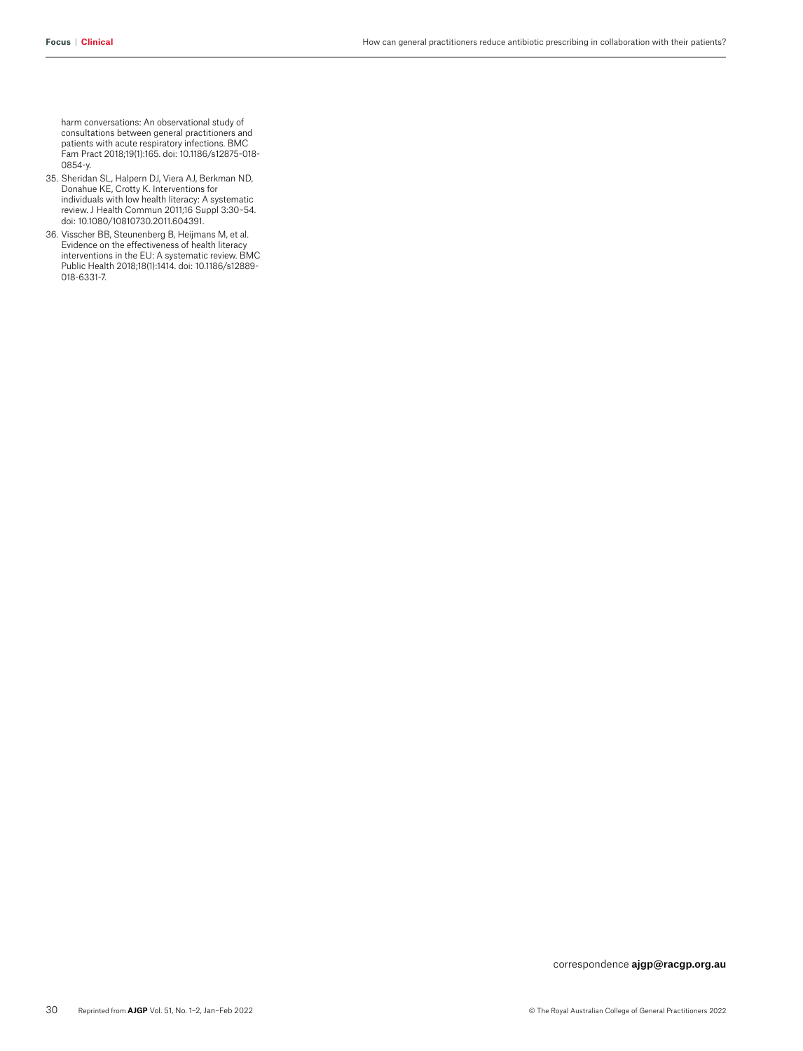harm conversations: An observational study of consultations between general practitioners and patients with acute respiratory infections. BMC Fam Pract 2018;19(1):165. doi: 10.1186/s12875-018-0854-y.

35. Sheridan SL, Halpern DJ, Viera AJ, Berkman ND, Donahue KE, Crotty K. Interventions for individuals with low health literacy: A systematic review. J Health Commun 2011;16 Suppl 3:30–54. doi: 10.1080/10810730.2011.604391.
36. Visscher BB, Steunenberg B, Heijmans M, et al. Evidence on the effectiveness of health literacy interventions in the EU: A systematic review. BMC Public Health 2018;18(1):1414. doi: 10.1186/s12889-018-6331-7.

correspondence **ajgp@racgp.org.au**